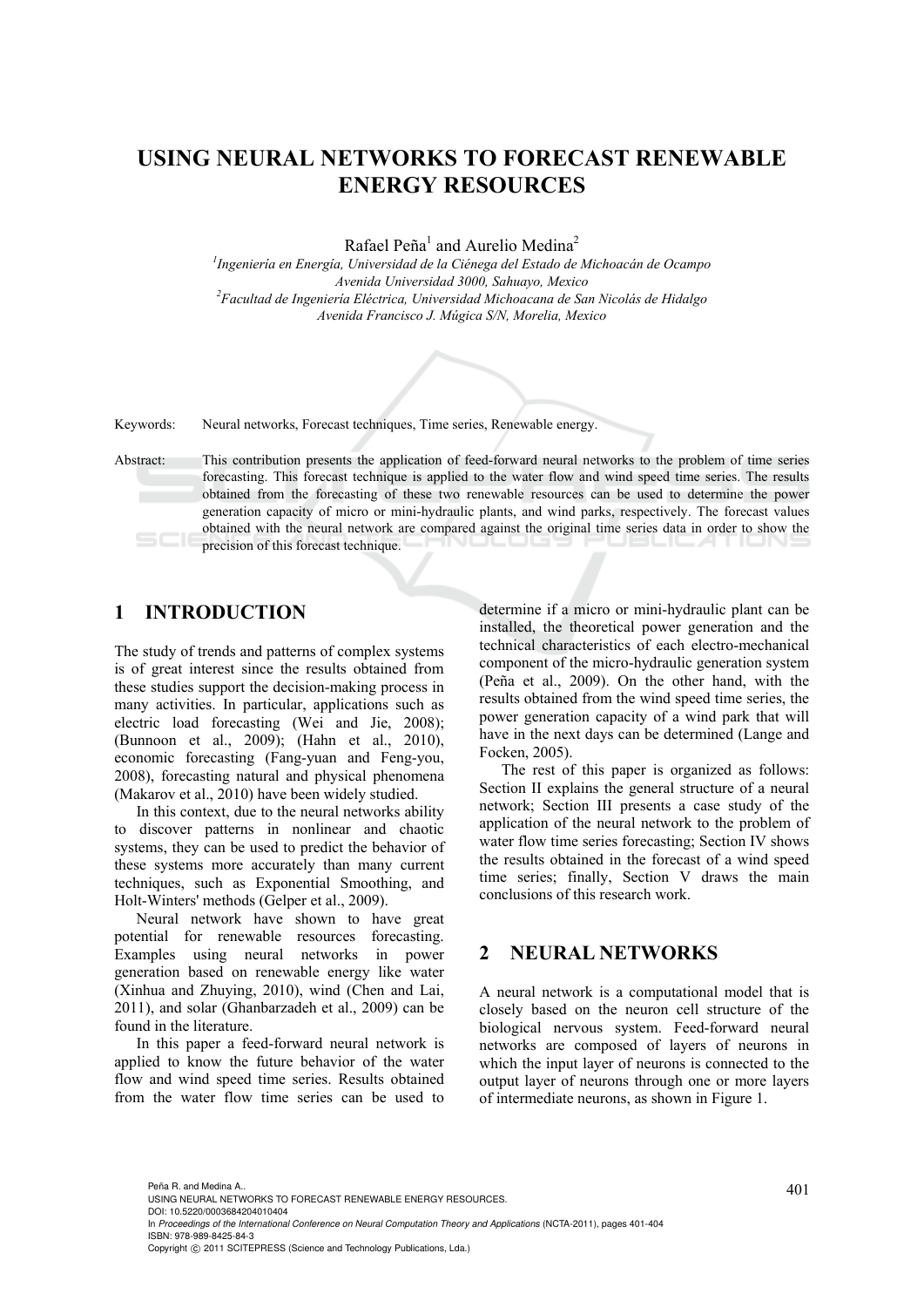# USING NEURAL NETWORKS TO FORECAST RENEWABLE ENERGY RESOURCES

Rafael Peña[1] and Aurelio Medina[2]

[1]*Ingeniería en Energía, Universidad de la Ciénega del Estado de Michoacán de Ocampo*
*Avenida Universidad 3000, Sahuayo, Mexico*
[2]*Facultad de Ingeniería Eléctrica, Universidad Michoacana de San Nicolás de Hidalgo*
*Avenida Francisco J. Múgica S/N, Morelia, Mexico*

Keywords: Neural networks, Forecast techniques, Time series, Renewable energy.

Abstract: This contribution presents the application of feed-forward neural networks to the problem of time series forecasting. This forecast technique is applied to the water flow and wind speed time series. The results obtained from the forecasting of these two renewable resources can be used to determine the power generation capacity of micro or mini-hydraulic plants, and wind parks, respectively. The forecast values obtained with the neural network are compared against the original time series data in order to show the precision of this forecast technique.

## 1 INTRODUCTION

The study of trends and patterns of complex systems is of great interest since the results obtained from these studies support the decision-making process in many activities. In particular, applications such as electric load forecasting (Wei and Jie, 2008); (Bunnoon et al., 2009); (Hahn et al., 2010), economic forecasting (Fang-yuan and Feng-you, 2008), forecasting natural and physical phenomena (Makarov et al., 2010) have been widely studied.

In this context, due to the neural networks ability to discover patterns in nonlinear and chaotic systems, they can be used to predict the behavior of these systems more accurately than many current techniques, such as Exponential Smoothing, and Holt-Winters' methods (Gelper et al., 2009).

Neural network have shown to have great potential for renewable resources forecasting. Examples using neural networks in power generation based on renewable energy like water (Xinhua and Zhuying, 2010), wind (Chen and Lai, 2011), and solar (Ghanbarzadeh et al., 2009) can be found in the literature.

In this paper a feed-forward neural network is applied to know the future behavior of the water flow and wind speed time series. Results obtained from the water flow time series can be used to determine if a micro or mini-hydraulic plant can be installed, the theoretical power generation and the technical characteristics of each electro-mechanical component of the micro-hydraulic generation system (Peña et al., 2009). On the other hand, with the results obtained from the wind speed time series, the power generation capacity of a wind park that will have in the next days can be determined (Lange and Focken, 2005).

The rest of this paper is organized as follows: Section II explains the general structure of a neural network; Section III presents a case study of the application of the neural network to the problem of water flow time series forecasting; Section IV shows the results obtained in the forecast of a wind speed time series; finally, Section V draws the main conclusions of this research work.

## 2 NEURAL NETWORKS

A neural network is a computational model that is closely based on the neuron cell structure of the biological nervous system. Feed-forward neural networks are composed of layers of neurons in which the input layer of neurons is connected to the output layer of neurons through one or more layers of intermediate neurons, as shown in Figure 1.

Peña R. and Medina A..
USING NEURAL NETWORKS TO FORECAST RENEWABLE ENERGY RESOURCES.
DOI: 10.5220/0003684204010404
In *Proceedings of the International Conference on Neural Computation Theory and Applications* (NCTA-2011), pages 401-404
ISBN: 978-989-8425-84-3
Copyright © 2011 SCITEPRESS (Science and Technology Publications, Lda.)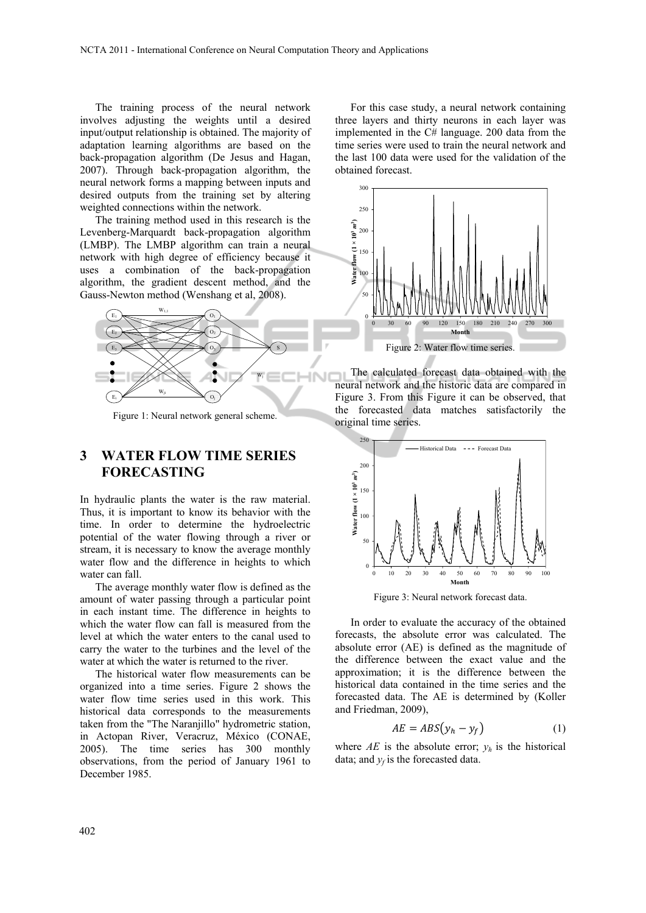The training process of the neural network involves adjusting the weights until a desired input/output relationship is obtained. The majority of adaptation learning algorithms are based on the back-propagation algorithm (De Jesus and Hagan, 2007). Through back-propagation algorithm, the neural network forms a mapping between inputs and desired outputs from the training set by altering weighted connections within the network.

The training method used in this research is the Levenberg-Marquardt back-propagation algorithm (LMBP). The LMBP algorithm can train a neural network with high degree of efficiency because it uses a combination of the back-propagation algorithm, the gradient descent method, and the Gauss-Newton method (Wenshang et al, 2008).

Figure 1: Neural network general scheme.

## 3 WATER FLOW TIME SERIES FORECASTING

In hydraulic plants the water is the raw material. Thus, it is important to know its behavior with the time. In order to determine the hydroelectric potential of the water flowing through a river or stream, it is necessary to know the average monthly water flow and the difference in heights to which water can fall.

The average monthly water flow is defined as the amount of water passing through a particular point in each instant time. The difference in heights to which the water flow can fall is measured from the level at which the water enters to the canal used to carry the water to the turbines and the level of the water at which the water is returned to the river.

The historical water flow measurements can be organized into a time series. Figure 2 shows the water flow time series used in this work. This historical data corresponds to the measurements taken from the "The Naranjillo" hydrometric station, in Actopan River, Veracruz, México (CONAE, 2005). The time series has 300 monthly observations, from the period of January 1961 to December 1985.

For this case study, a neural network containing three layers and thirty neurons in each layer was implemented in the C# language. 200 data from the time series were used to train the neural network and the last 100 data were used for the validation of the obtained forecast.

Figure 2: Water flow time series.

The calculated forecast data obtained with the neural network and the historic data are compared in Figure 3. From this Figure it can be observed, that the forecasted data matches satisfactorily the original time series.

Figure 3: Neural network forecast data.

In order to evaluate the accuracy of the obtained forecasts, the absolute error was calculated. The absolute error (AE) is defined as the magnitude of the difference between the exact value and the approximation; it is the difference between the historical data contained in the time series and the forecasted data. The AE is determined by (Koller and Friedman, 2009),

$$AE = ABS(y_h - y_f) \tag{1}$$

where $AE$ is the absolute error; $y_h$ is the historical data; and $y_f$ is the forecasted data.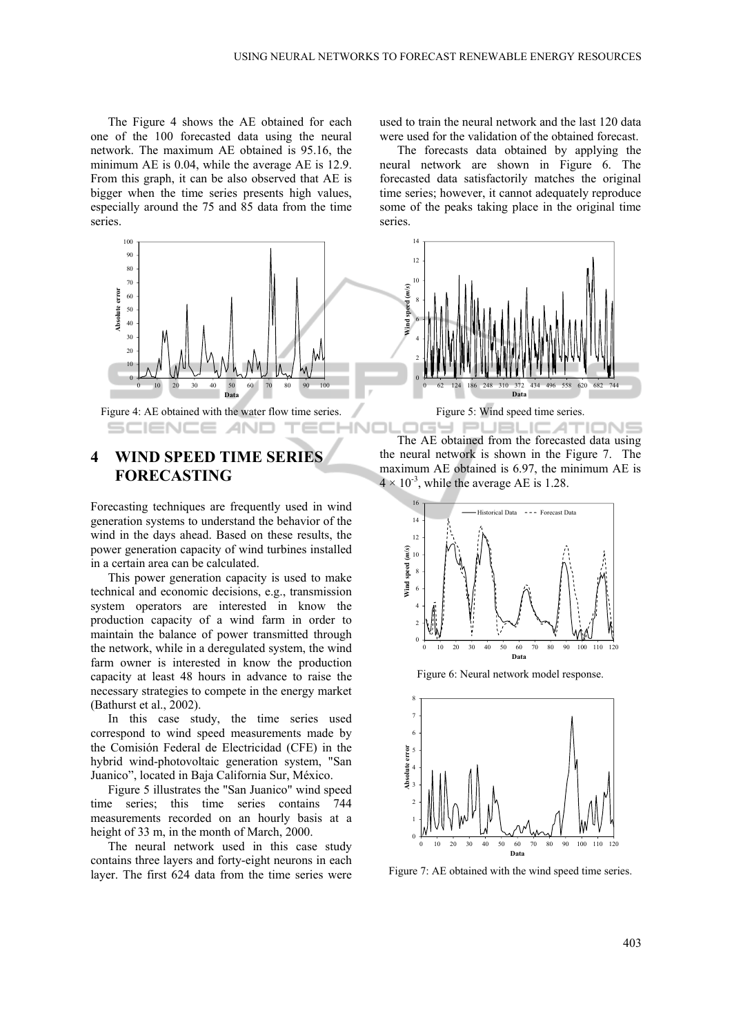The Figure 4 shows the AE obtained for each one of the 100 forecasted data using the neural network. The maximum AE obtained is 95.16, the minimum AE is 0.04, while the average AE is 12.9. From this graph, it can be also observed that AE is bigger when the time series presents high values, especially around the 75 and 85 data from the time series.

Figure 4: AE obtained with the water flow time series.

## 4 WIND SPEED TIME SERIES FORECASTING

Forecasting techniques are frequently used in wind generation systems to understand the behavior of the wind in the days ahead. Based on these results, the power generation capacity of wind turbines installed in a certain area can be calculated.

This power generation capacity is used to make technical and economic decisions, e.g., transmission system operators are interested in know the production capacity of a wind farm in order to maintain the balance of power transmitted through the network, while in a deregulated system, the wind farm owner is interested in know the production capacity at least 48 hours in advance to raise the necessary strategies to compete in the energy market (Bathurst et al., 2002).

In this case study, the time series used correspond to wind speed measurements made by the Comisión Federal de Electricidad (CFE) in the hybrid wind-photovoltaic generation system, "San Juanico", located in Baja California Sur, México.

Figure 5 illustrates the "San Juanico" wind speed time series; this time series contains 744 measurements recorded on an hourly basis at a height of 33 m, in the month of March, 2000.

The neural network used in this case study contains three layers and forty-eight neurons in each layer. The first 624 data from the time series were used to train the neural network and the last 120 data were used for the validation of the obtained forecast.

The forecasts data obtained by applying the neural network are shown in Figure 6. The forecasted data satisfactorily matches the original time series; however, it cannot adequately reproduce some of the peaks taking place in the original time series.

Figure 5: Wind speed time series.

The AE obtained from the forecasted data using the neural network is shown in the Figure 7. The maximum AE obtained is 6.97, the minimum AE is $4 \times 10^{-3}$, while the average AE is 1.28.

Figure 6: Neural network model response.

Figure 7: AE obtained with the wind speed time series.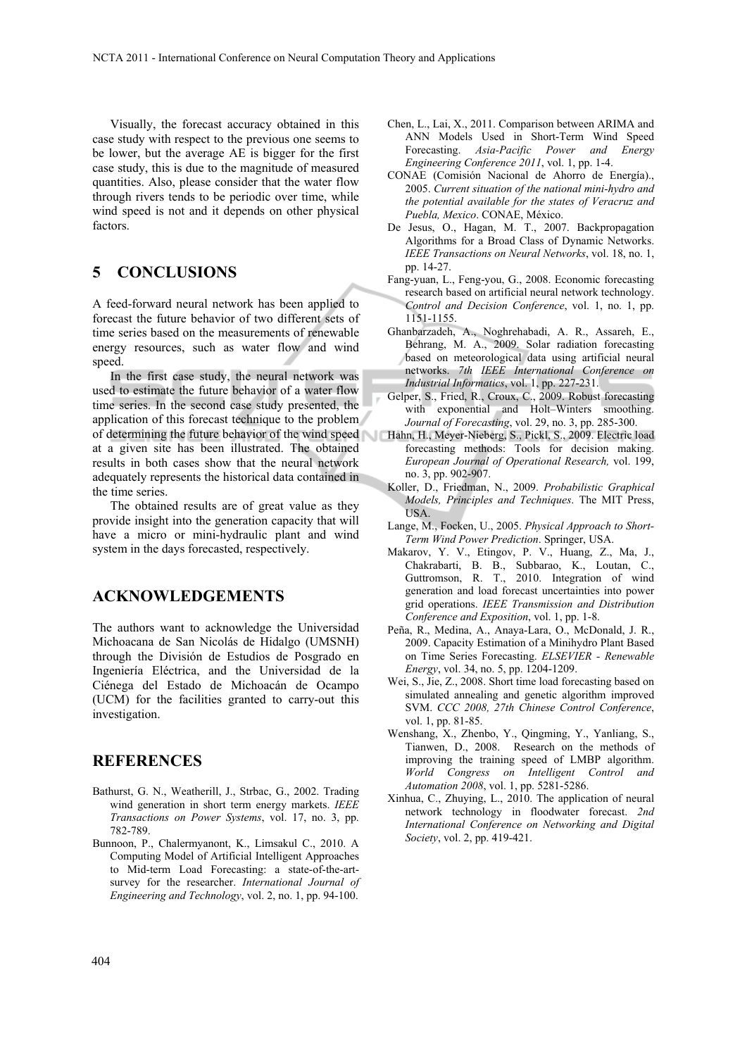Visually, the forecast accuracy obtained in this case study with respect to the previous one seems to be lower, but the average AE is bigger for the first case study, this is due to the magnitude of measured quantities. Also, please consider that the water flow through rivers tends to be periodic over time, while wind speed is not and it depends on other physical factors.

## 5 CONCLUSIONS

A feed-forward neural network has been applied to forecast the future behavior of two different sets of time series based on the measurements of renewable energy resources, such as water flow and wind speed.

In the first case study, the neural network was used to estimate the future behavior of a water flow time series. In the second case study presented, the application of this forecast technique to the problem of determining the future behavior of the wind speed at a given site has been illustrated. The obtained results in both cases show that the neural network adequately represents the historical data contained in the time series.

The obtained results are of great value as they provide insight into the generation capacity that will have a micro or mini-hydraulic plant and wind system in the days forecasted, respectively.

## ACKNOWLEDGEMENTS

The authors want to acknowledge the Universidad Michoacana de San Nicolás de Hidalgo (UMSNH) through the División de Estudios de Posgrado en Ingeniería Eléctrica, and the Universidad de la Ciénega del Estado de Michoacán de Ocampo (UCM) for the facilities granted to carry-out this investigation.

## REFERENCES

Bathurst, G. N., Weatherill, J., Strbac, G., 2002. Trading wind generation in short term energy markets. *IEEE Transactions on Power Systems*, vol. 17, no. 3, pp. 782-789.

Bunnoon, P., Chalermyanont, K., Limsakul C., 2010. A Computing Model of Artificial Intelligent Approaches to Mid-term Load Forecasting: a state-of-the-art-survey for the researcher. *International Journal of Engineering and Technology*, vol. 2, no. 1, pp. 94-100.

Chen, L., Lai, X., 2011. Comparison between ARIMA and ANN Models Used in Short-Term Wind Speed Forecasting. *Asia-Pacific Power and Energy Engineering Conference 2011*, vol. 1, pp. 1-4.

CONAE (Comisión Nacional de Ahorro de Energía)., 2005. *Current situation of the national mini-hydro and the potential available for the states of Veracruz and Puebla, Mexico*. CONAE, México.

De Jesus, O., Hagan, M. T., 2007. Backpropagation Algorithms for a Broad Class of Dynamic Networks. *IEEE Transactions on Neural Networks*, vol. 18, no. 1, pp. 14-27.

Fang-yuan, L., Feng-you, G., 2008. Economic forecasting research based on artificial neural network technology. *Control and Decision Conference*, vol. 1, no. 1, pp. 1151-1155.

Ghanbarzadeh, A., Noghrehabadi, A. R., Assareh, E., Behrang, M. A., 2009. Solar radiation forecasting based on meteorological data using artificial neural networks. *7th IEEE International Conference on Industrial Informatics*, vol. 1, pp. 227-231.

Gelper, S., Fried, R., Croux, C., 2009. Robust forecasting with exponential and Holt–Winters smoothing. *Journal of Forecasting*, vol. 29, no. 3, pp. 285-300.

Hahn, H., Meyer-Nieberg, S., Pickl, S., 2009. Electric load forecasting methods: Tools for decision making. *European Journal of Operational Research,* vol. 199, no. 3, pp. 902-907.

Koller, D., Friedman, N., 2009. *Probabilistic Graphical Models, Principles and Techniques*. The MIT Press, USA.

Lange, M., Focken, U., 2005. *Physical Approach to Short-Term Wind Power Prediction*. Springer, USA.

Makarov, Y. V., Etingov, P. V., Huang, Z., Ma, J., Chakrabarti, B. B., Subbarao, K., Loutan, C., Guttromson, R. T., 2010. Integration of wind generation and load forecast uncertainties into power grid operations. *IEEE Transmission and Distribution Conference and Exposition*, vol. 1, pp. 1-8.

Peña, R., Medina, A., Anaya-Lara, O., McDonald, J. R., 2009. Capacity Estimation of a Minihydro Plant Based on Time Series Forecasting. *ELSEVIER - Renewable Energy*, vol. 34, no. 5, pp. 1204-1209.

Wei, S., Jie, Z., 2008. Short time load forecasting based on simulated annealing and genetic algorithm improved SVM. *CCC 2008, 27th Chinese Control Conference*, vol. 1, pp. 81-85.

Wenshang, X., Zhenbo, Y., Qingming, Y., Yanliang, S., Tianwen, D., 2008. Research on the methods of improving the training speed of LMBP algorithm. *World Congress on Intelligent Control and Automation 2008*, vol. 1, pp. 5281-5286.

Xinhua, C., Zhuying, L., 2010. The application of neural network technology in floodwater forecast. *2nd International Conference on Networking and Digital Society*, vol. 2, pp. 419-421.